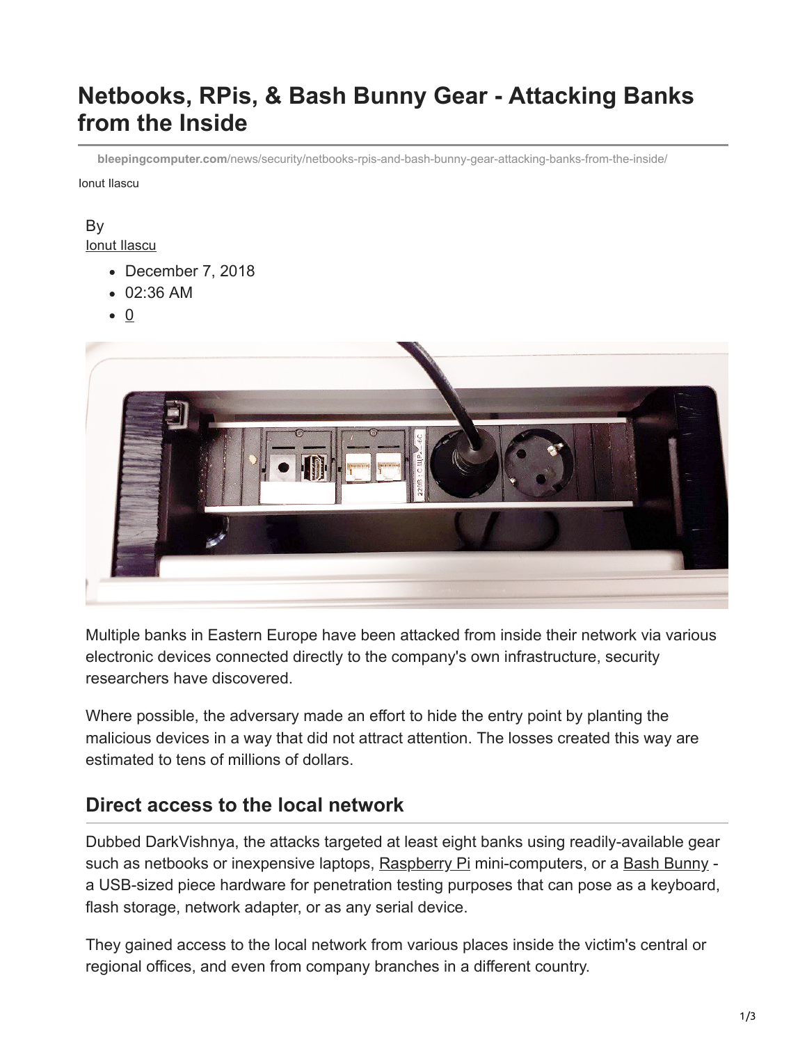# Netbooks, RPis, & Bash Bunny Gear - Attacking Banks from the Inside

**bleepingcomputer.com**/news/security/netbooks-rpis-and-bash-bunny-gear-attacking-banks-from-the-inside/

Ionut Ilascu

By
Ionut Ilascu

- December 7, 2018
- 02:36 AM
- 0

Multiple banks in Eastern Europe have been attacked from inside their network via various electronic devices connected directly to the company's own infrastructure, security researchers have discovered.

Where possible, the adversary made an effort to hide the entry point by planting the malicious devices in a way that did not attract attention. The losses created this way are estimated to tens of millions of dollars.

## Direct access to the local network

Dubbed DarkVishnya, the attacks targeted at least eight banks using readily-available gear such as netbooks or inexpensive laptops, Raspberry Pi mini-computers, or a Bash Bunny - a USB-sized piece hardware for penetration testing purposes that can pose as a keyboard, flash storage, network adapter, or as any serial device.

They gained access to the local network from various places inside the victim's central or regional offices, and even from company branches in a different country.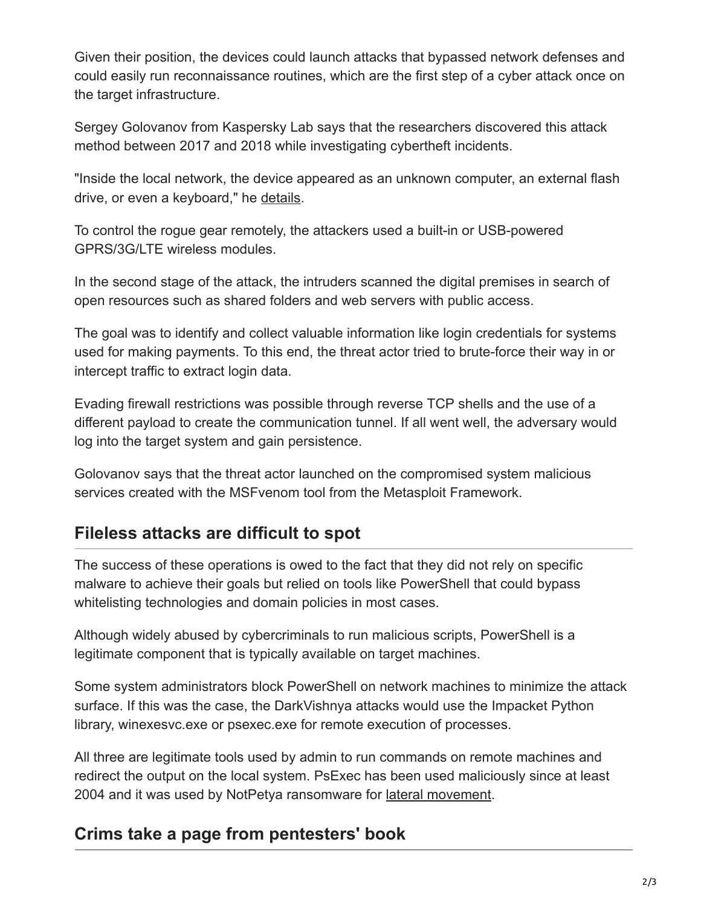Given their position, the devices could launch attacks that bypassed network defenses and could easily run reconnaissance routines, which are the first step of a cyber attack once on the target infrastructure.

Sergey Golovanov from Kaspersky Lab says that the researchers discovered this attack method between 2017 and 2018 while investigating cybertheft incidents.

"Inside the local network, the device appeared as an unknown computer, an external flash drive, or even a keyboard," he details.

To control the rogue gear remotely, the attackers used a built-in or USB-powered GPRS/3G/LTE wireless modules.

In the second stage of the attack, the intruders scanned the digital premises in search of open resources such as shared folders and web servers with public access.

The goal was to identify and collect valuable information like login credentials for systems used for making payments. To this end, the threat actor tried to brute-force their way in or intercept traffic to extract login data.

Evading firewall restrictions was possible through reverse TCP shells and the use of a different payload to create the communication tunnel. If all went well, the adversary would log into the target system and gain persistence.

Golovanov says that the threat actor launched on the compromised system malicious services created with the MSFvenom tool from the Metasploit Framework.

## Fileless attacks are difficult to spot

The success of these operations is owed to the fact that they did not rely on specific malware to achieve their goals but relied on tools like PowerShell that could bypass whitelisting technologies and domain policies in most cases.

Although widely abused by cybercriminals to run malicious scripts, PowerShell is a legitimate component that is typically available on target machines.

Some system administrators block PowerShell on network machines to minimize the attack surface. If this was the case, the DarkVishnya attacks would use the Impacket Python library, winexesvc.exe or psexec.exe for remote execution of processes.

All three are legitimate tools used by admin to run commands on remote machines and redirect the output on the local system. PsExec has been used maliciously since at least 2004 and it was used by NotPetya ransomware for lateral movement.

## Crims take a page from pentesters' book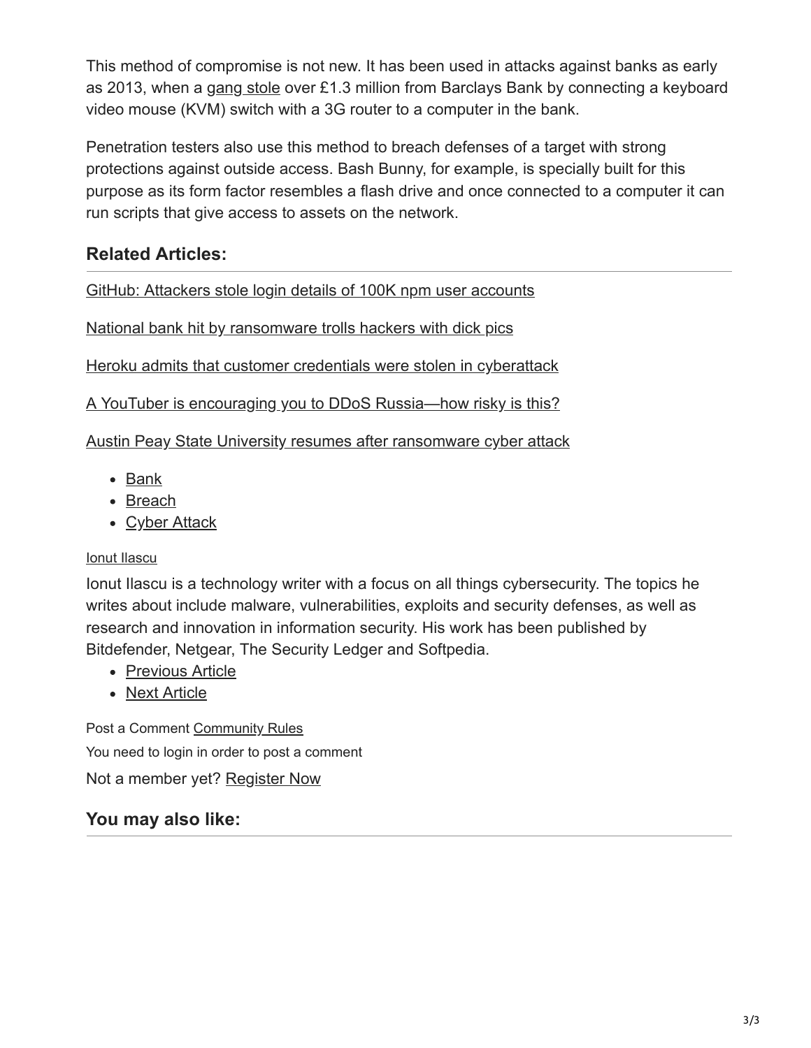This method of compromise is not new. It has been used in attacks against banks as early as 2013, when a gang stole over £1.3 million from Barclays Bank by connecting a keyboard video mouse (KVM) switch with a 3G router to a computer in the bank.

Penetration testers also use this method to breach defenses of a target with strong protections against outside access. Bash Bunny, for example, is specially built for this purpose as its form factor resembles a flash drive and once connected to a computer it can run scripts that give access to assets on the network.

### Related Articles:

GitHub: Attackers stole login details of 100K npm user accounts

National bank hit by ransomware trolls hackers with dick pics

Heroku admits that customer credentials were stolen in cyberattack

A YouTuber is encouraging you to DDoS Russia—how risky is this?

Austin Peay State University resumes after ransomware cyber attack

- Bank
- Breach
- Cyber Attack

Ionut Ilascu

Ionut Ilascu is a technology writer with a focus on all things cybersecurity. The topics he writes about include malware, vulnerabilities, exploits and security defenses, as well as research and innovation in information security. His work has been published by Bitdefender, Netgear, The Security Ledger and Softpedia.

- Previous Article
- Next Article

Post a Comment Community Rules

You need to login in order to post a comment

Not a member yet? Register Now

### You may also like: